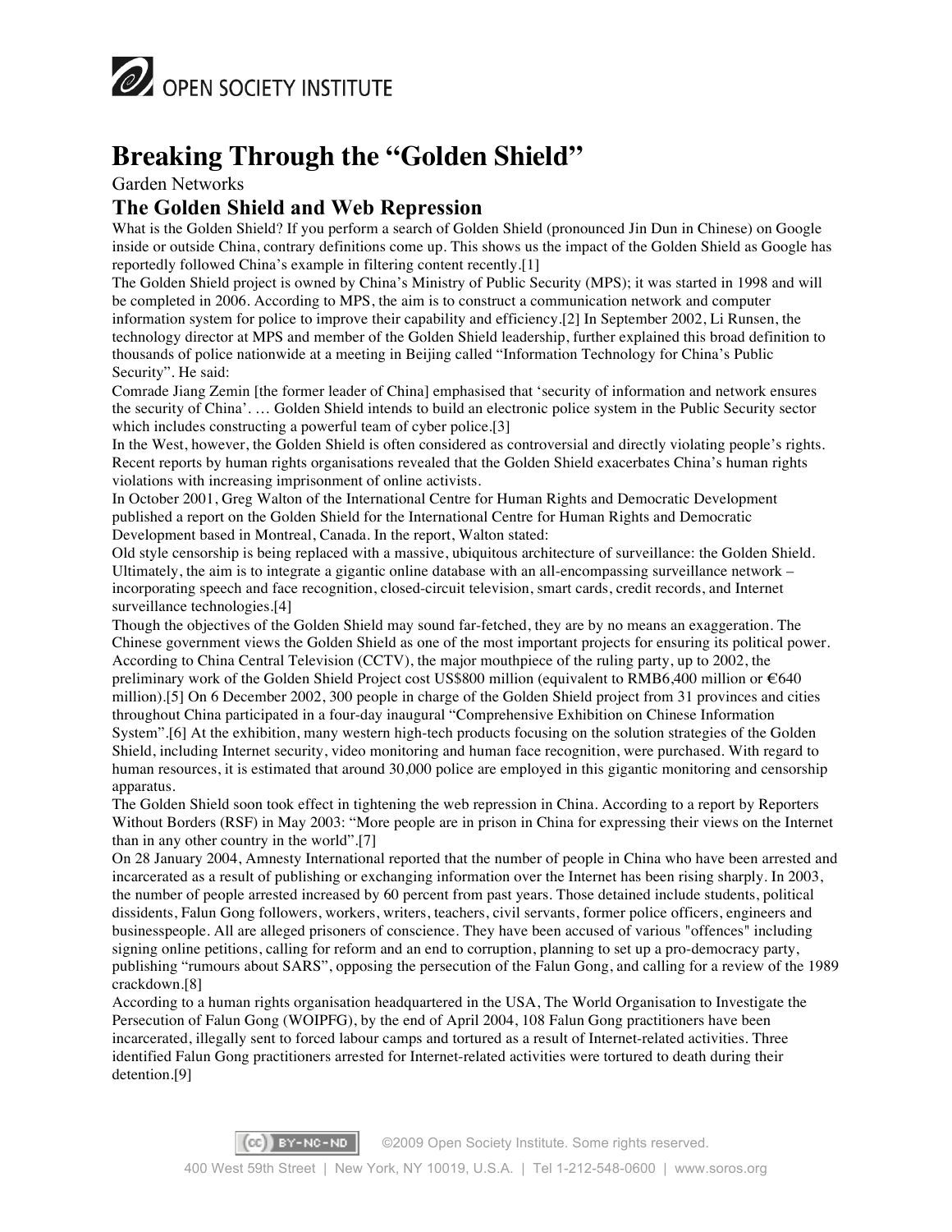# Breaking Through the "Golden Shield"

Garden Networks

## The Golden Shield and Web Repression

What is the Golden Shield? If you perform a search of Golden Shield (pronounced Jin Dun in Chinese) on Google inside or outside China, contrary definitions come up. This shows us the impact of the Golden Shield as Google has reportedly followed China's example in filtering content recently.[1]

The Golden Shield project is owned by China's Ministry of Public Security (MPS); it was started in 1998 and will be completed in 2006. According to MPS, the aim is to construct a communication network and computer information system for police to improve their capability and efficiency.[2] In September 2002, Li Runsen, the technology director at MPS and member of the Golden Shield leadership, further explained this broad definition to thousands of police nationwide at a meeting in Beijing called "Information Technology for China's Public Security". He said:

Comrade Jiang Zemin [the former leader of China] emphasised that 'security of information and network ensures the security of China'. … Golden Shield intends to build an electronic police system in the Public Security sector which includes constructing a powerful team of cyber police.[3]

In the West, however, the Golden Shield is often considered as controversial and directly violating people's rights. Recent reports by human rights organisations revealed that the Golden Shield exacerbates China's human rights violations with increasing imprisonment of online activists.

In October 2001, Greg Walton of the International Centre for Human Rights and Democratic Development published a report on the Golden Shield for the International Centre for Human Rights and Democratic Development based in Montreal, Canada. In the report, Walton stated:

Old style censorship is being replaced with a massive, ubiquitous architecture of surveillance: the Golden Shield. Ultimately, the aim is to integrate a gigantic online database with an all-encompassing surveillance network – incorporating speech and face recognition, closed-circuit television, smart cards, credit records, and Internet surveillance technologies.[4]

Though the objectives of the Golden Shield may sound far-fetched, they are by no means an exaggeration. The Chinese government views the Golden Shield as one of the most important projects for ensuring its political power. According to China Central Television (CCTV), the major mouthpiece of the ruling party, up to 2002, the preliminary work of the Golden Shield Project cost US$800 million (equivalent to RMB6,400 million or €640 million).[5] On 6 December 2002, 300 people in charge of the Golden Shield project from 31 provinces and cities throughout China participated in a four-day inaugural "Comprehensive Exhibition on Chinese Information System".[6] At the exhibition, many western high-tech products focusing on the solution strategies of the Golden Shield, including Internet security, video monitoring and human face recognition, were purchased. With regard to human resources, it is estimated that around 30,000 police are employed in this gigantic monitoring and censorship apparatus.

The Golden Shield soon took effect in tightening the web repression in China. According to a report by Reporters Without Borders (RSF) in May 2003: "More people are in prison in China for expressing their views on the Internet than in any other country in the world".[7]

On 28 January 2004, Amnesty International reported that the number of people in China who have been arrested and incarcerated as a result of publishing or exchanging information over the Internet has been rising sharply. In 2003, the number of people arrested increased by 60 percent from past years. Those detained include students, political dissidents, Falun Gong followers, workers, writers, teachers, civil servants, former police officers, engineers and businesspeople. All are alleged prisoners of conscience. They have been accused of various "offences" including signing online petitions, calling for reform and an end to corruption, planning to set up a pro-democracy party, publishing "rumours about SARS", opposing the persecution of the Falun Gong, and calling for a review of the 1989 crackdown.[8]

According to a human rights organisation headquartered in the USA, The World Organisation to Investigate the Persecution of Falun Gong (WOIPFG), by the end of April 2004, 108 Falun Gong practitioners have been incarcerated, illegally sent to forced labour camps and tortured as a result of Internet-related activities. Three identified Falun Gong practitioners arrested for Internet-related activities were tortured to death during their detention.[9]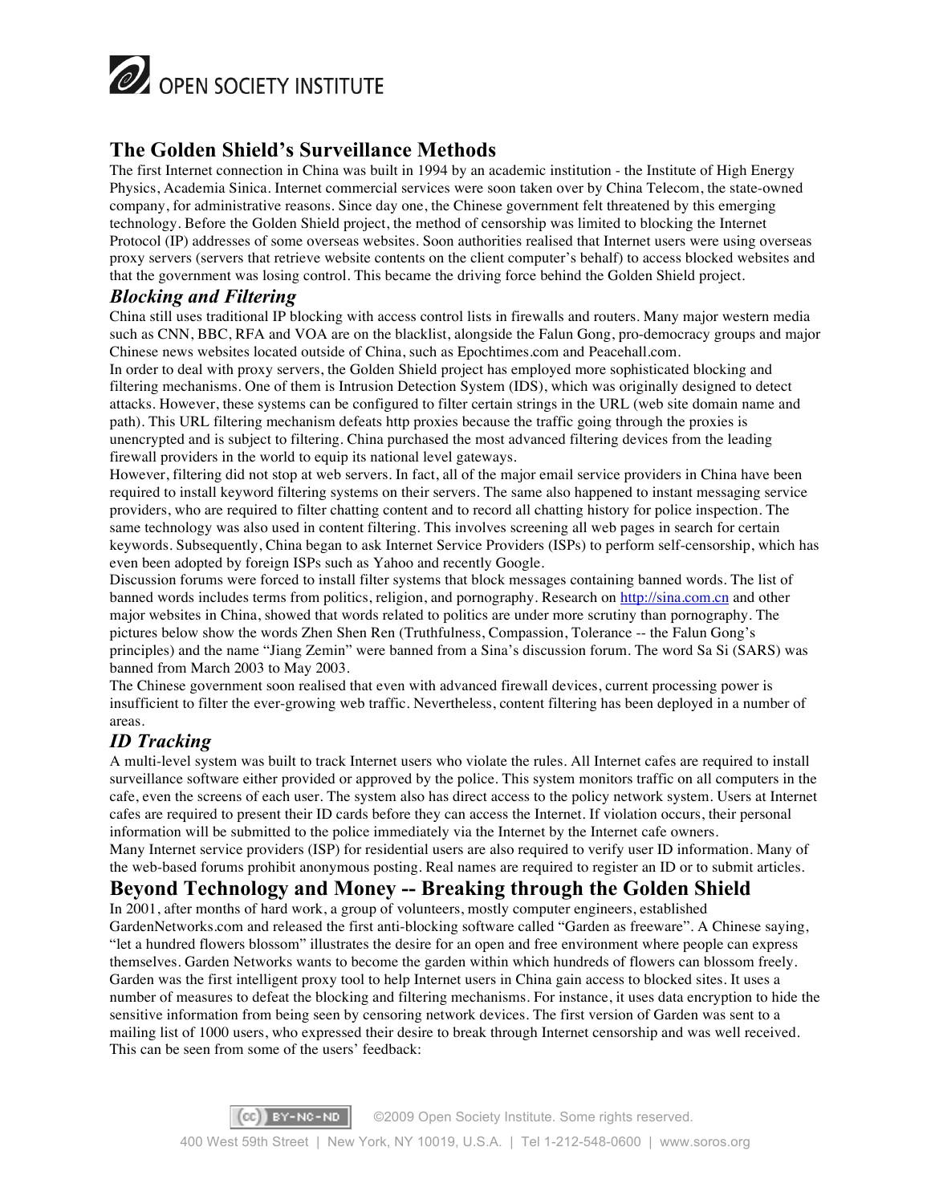## The Golden Shield's Surveillance Methods

The first Internet connection in China was built in 1994 by an academic institution - the Institute of High Energy Physics, Academia Sinica. Internet commercial services were soon taken over by China Telecom, the state-owned company, for administrative reasons. Since day one, the Chinese government felt threatened by this emerging technology. Before the Golden Shield project, the method of censorship was limited to blocking the Internet Protocol (IP) addresses of some overseas websites. Soon authorities realised that Internet users were using overseas proxy servers (servers that retrieve website contents on the client computer's behalf) to access blocked websites and that the government was losing control. This became the driving force behind the Golden Shield project.

### *Blocking and Filtering*

China still uses traditional IP blocking with access control lists in firewalls and routers. Many major western media such as CNN, BBC, RFA and VOA are on the blacklist, alongside the Falun Gong, pro-democracy groups and major Chinese news websites located outside of China, such as Epochtimes.com and Peacehall.com.

In order to deal with proxy servers, the Golden Shield project has employed more sophisticated blocking and filtering mechanisms. One of them is Intrusion Detection System (IDS), which was originally designed to detect attacks. However, these systems can be configured to filter certain strings in the URL (web site domain name and path). This URL filtering mechanism defeats http proxies because the traffic going through the proxies is unencrypted and is subject to filtering. China purchased the most advanced filtering devices from the leading firewall providers in the world to equip its national level gateways.

However, filtering did not stop at web servers. In fact, all of the major email service providers in China have been required to install keyword filtering systems on their servers. The same also happened to instant messaging service providers, who are required to filter chatting content and to record all chatting history for police inspection. The same technology was also used in content filtering. This involves screening all web pages in search for certain keywords. Subsequently, China began to ask Internet Service Providers (ISPs) to perform self-censorship, which has even been adopted by foreign ISPs such as Yahoo and recently Google.

Discussion forums were forced to install filter systems that block messages containing banned words. The list of banned words includes terms from politics, religion, and pornography. Research on [http://sina.com.cn](http://sina.com.cn) and other major websites in China, showed that words related to politics are under more scrutiny than pornography. The pictures below show the words Zhen Shen Ren (Truthfulness, Compassion, Tolerance -- the Falun Gong's principles) and the name "Jiang Zemin" were banned from a Sina's discussion forum. The word Sa Si (SARS) was banned from March 2003 to May 2003.

The Chinese government soon realised that even with advanced firewall devices, current processing power is insufficient to filter the ever-growing web traffic. Nevertheless, content filtering has been deployed in a number of areas.

### *ID Tracking*

A multi-level system was built to track Internet users who violate the rules. All Internet cafes are required to install surveillance software either provided or approved by the police. This system monitors traffic on all computers in the cafe, even the screens of each user. The system also has direct access to the policy network system. Users at Internet cafes are required to present their ID cards before they can access the Internet. If violation occurs, their personal information will be submitted to the police immediately via the Internet by the Internet cafe owners.

Many Internet service providers (ISP) for residential users are also required to verify user ID information. Many of the web-based forums prohibit anonymous posting. Real names are required to register an ID or to submit articles.

## Beyond Technology and Money -- Breaking through the Golden Shield

In 2001, after months of hard work, a group of volunteers, mostly computer engineers, established GardenNetworks.com and released the first anti-blocking software called "Garden as freeware". A Chinese saying, "let a hundred flowers blossom" illustrates the desire for an open and free environment where people can express themselves. Garden Networks wants to become the garden within which hundreds of flowers can blossom freely. Garden was the first intelligent proxy tool to help Internet users in China gain access to blocked sites. It uses a number of measures to defeat the blocking and filtering mechanisms. For instance, it uses data encryption to hide the sensitive information from being seen by censoring network devices. The first version of Garden was sent to a mailing list of 1000 users, who expressed their desire to break through Internet censorship and was well received. This can be seen from some of the users' feedback: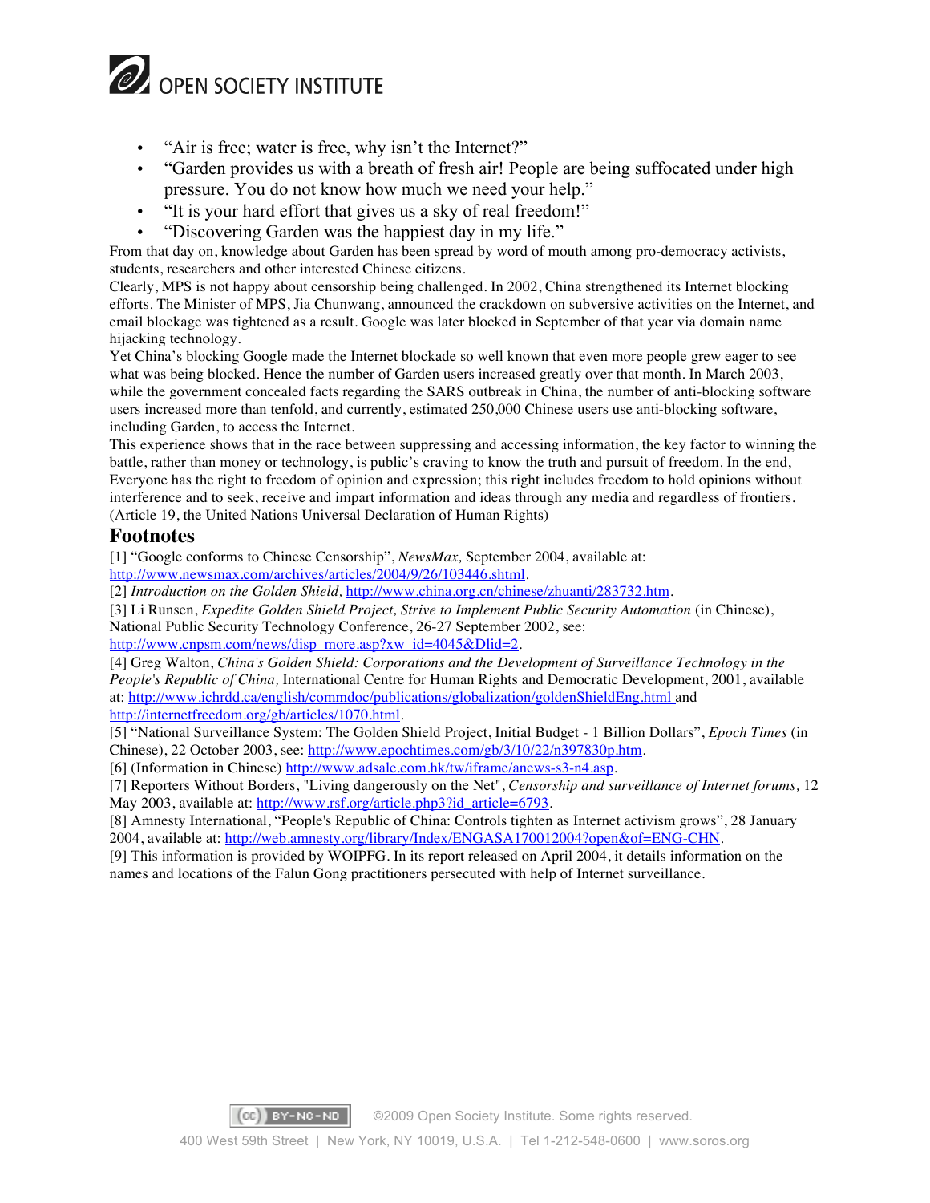- "Air is free; water is free, why isn't the Internet?"
- "Garden provides us with a breath of fresh air! People are being suffocated under high pressure. You do not know how much we need your help."
- "It is your hard effort that gives us a sky of real freedom!"
- "Discovering Garden was the happiest day in my life."

From that day on, knowledge about Garden has been spread by word of mouth among pro-democracy activists, students, researchers and other interested Chinese citizens.

Clearly, MPS is not happy about censorship being challenged. In 2002, China strengthened its Internet blocking efforts. The Minister of MPS, Jia Chunwang, announced the crackdown on subversive activities on the Internet, and email blockage was tightened as a result. Google was later blocked in September of that year via domain name hijacking technology.

Yet China's blocking Google made the Internet blockade so well known that even more people grew eager to see what was being blocked. Hence the number of Garden users increased greatly over that month. In March 2003, while the government concealed facts regarding the SARS outbreak in China, the number of anti-blocking software users increased more than tenfold, and currently, estimated 250,000 Chinese users use anti-blocking software, including Garden, to access the Internet.

This experience shows that in the race between suppressing and accessing information, the key factor to winning the battle, rather than money or technology, is public's craving to know the truth and pursuit of freedom. In the end, Everyone has the right to freedom of opinion and expression; this right includes freedom to hold opinions without interference and to seek, receive and impart information and ideas through any media and regardless of frontiers. (Article 19, the United Nations Universal Declaration of Human Rights)

## Footnotes

[1] "Google conforms to Chinese Censorship", *NewsMax,* September 2004, available at: http://www.newsmax.com/archives/articles/2004/9/26/103446.shtml.

[2] *Introduction on the Golden Shield,* http://www.china.org.cn/chinese/zhuanti/283732.htm.

[3] Li Runsen, *Expedite Golden Shield Project, Strive to Implement Public Security Automation* (in Chinese), National Public Security Technology Conference, 26-27 September 2002, see: http://www.cnpsm.com/news/disp_more.asp?xw_id=4045&Dlid=2.

[4] Greg Walton, *China's Golden Shield: Corporations and the Development of Surveillance Technology in the People's Republic of China,* International Centre for Human Rights and Democratic Development, 2001, available at: http://www.ichrdd.ca/english/commdoc/publications/globalization/goldenShieldEng.html and http://internetfreedom.org/gb/articles/1070.html.

[5] "National Surveillance System: The Golden Shield Project, Initial Budget - 1 Billion Dollars", *Epoch Times* (in Chinese), 22 October 2003, see: http://www.epochtimes.com/gb/3/10/22/n397830p.htm.

[6] (Information in Chinese) http://www.adsale.com.hk/tw/iframe/anews-s3-n4.asp.

[7] Reporters Without Borders, "Living dangerously on the Net", *Censorship and surveillance of Internet forums,* 12 May 2003, available at: http://www.rsf.org/article.php3?id_article=6793.

[8] Amnesty International, "People's Republic of China: Controls tighten as Internet activism grows", 28 January 2004, available at: http://web.amnesty.org/library/Index/ENGASA170012004?open&of=ENG-CHN.

[9] This information is provided by WOIPFG. In its report released on April 2004, it details information on the names and locations of the Falun Gong practitioners persecuted with help of Internet surveillance.